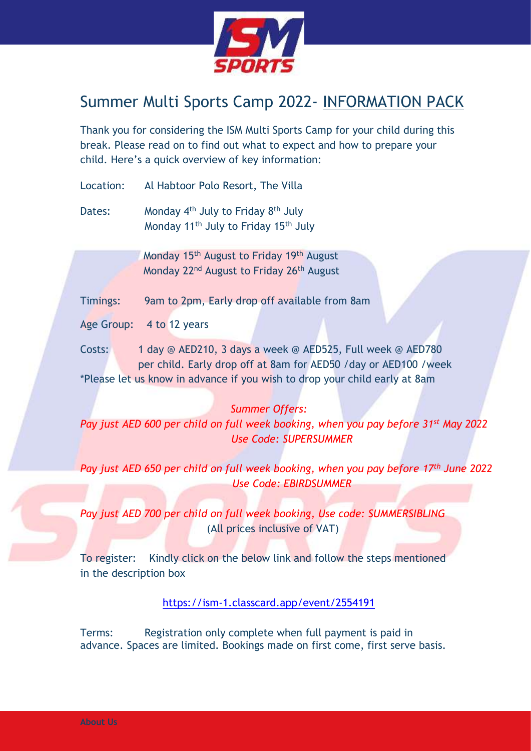# Summer Multi Sports Camp 2022- INFORMATION PACK

Thank you for considering the ISM Multi Sports Camp for your child during this break. Please read on to find out what to expect and how to prepare your child. Here's a quick overview of key information:

Location: Al Habtoor Polo Resort, The Villa

Dates: Monday 4th July to Friday 8th July
Monday 11th July to Friday 15th July

Monday 15th August to Friday 19th August
Monday 22nd August to Friday 26th August

Timings: 9am to 2pm, Early drop off available from 8am

Age Group: 4 to 12 years

Costs: 1 day @ AED210, 3 days a week @ AED525, Full week @ AED780 per child. Early drop off at 8am for AED50 /day or AED100 /week

*Please let us know in advance if you wish to drop your child early at 8am

*Summer Offers:*

*Pay just AED 600 per child on full week booking, when you pay before 31st May 2022*
*Use Code: SUPERSUMMER*

*Pay just AED 650 per child on full week booking, when you pay before 17th June 2022*
*Use Code: EBIRDSUMMER*

*Pay just AED 700 per child on full week booking, Use code: SUMMERSIBLING*
(All prices inclusive of VAT)

To register: Kindly click on the below link and follow the steps mentioned in the description box

https://ism-1.classcard.app/event/2554191

Terms: Registration only complete when full payment is paid in advance. Spaces are limited. Bookings made on first come, first serve basis.

About Us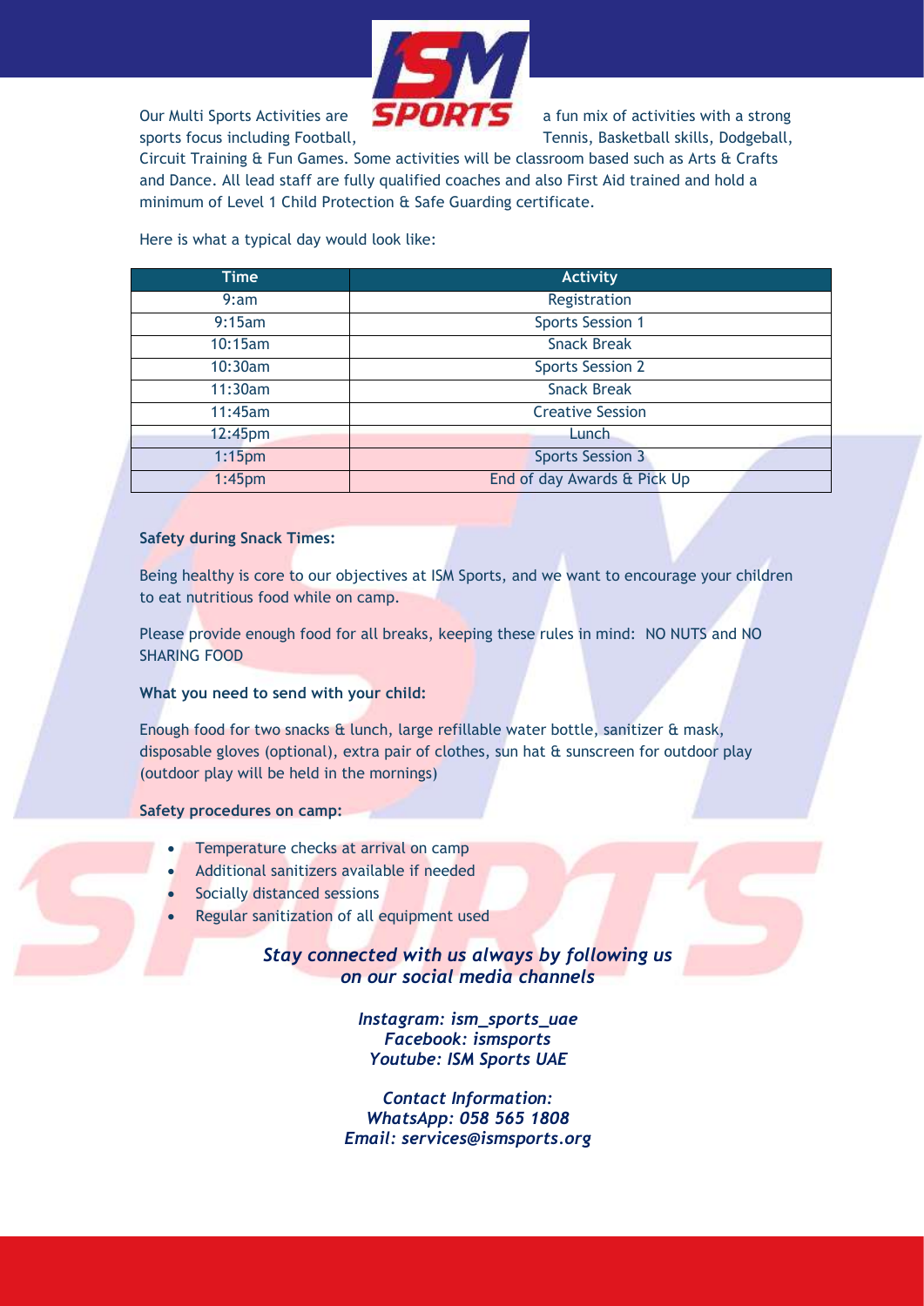Our Multi Sports Activities are a fun mix of activities with a strong sports focus including Football, Tennis, Basketball skills, Dodgeball, Circuit Training & Fun Games. Some activities will be classroom based such as Arts & Crafts and Dance. All lead staff are fully qualified coaches and also First Aid trained and hold a minimum of Level 1 Child Protection & Safe Guarding certificate.

Here is what a typical day would look like:

| Time | Activity |
| --- | --- |
| 9:am | Registration |
| 9:15am | Sports Session 1 |
| 10:15am | Snack Break |
| 10:30am | Sports Session 2 |
| 11:30am | Snack Break |
| 11:45am | Creative Session |
| 12:45pm | Lunch |
| 1:15pm | Sports Session 3 |
| 1:45pm | End of day Awards & Pick Up |

**Safety during Snack Times:**

Being healthy is core to our objectives at ISM Sports, and we want to encourage your children to eat nutritious food while on camp.

Please provide enough food for all breaks, keeping these rules in mind: NO NUTS and NO SHARING FOOD

**What you need to send with your child:**

Enough food for two snacks & lunch, large refillable water bottle, sanitizer & mask, disposable gloves (optional), extra pair of clothes, sun hat & sunscreen for outdoor play (outdoor play will be held in the mornings)

**Safety procedures on camp:**

- Temperature checks at arrival on camp
- Additional sanitizers available if needed
- Socially distanced sessions
- Regular sanitization of all equipment used

***Stay connected with us always by following us on our social media channels***

***Instagram: ism_sports_uae***
***Facebook: ismsports***
***Youtube: ISM Sports UAE***

***Contact Information:***
***WhatsApp: 058 565 1808***
***Email: services@ismsports.org***